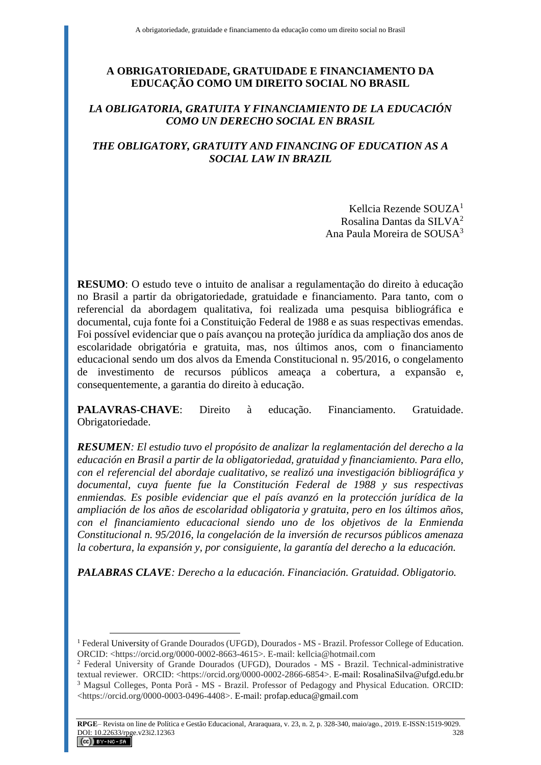# A OBRIGATORIEDADE, GRATUIDADE E FINANCIAMENTO DA EDUCAÇÃO COMO UM DIREITO SOCIAL NO BRASIL

## *LA OBLIGATORIA, GRATUITA Y FINANCIAMIENTO DE LA EDUCACIÓN COMO UN DERECHO SOCIAL EN BRASIL*

## *THE OBLIGATORY, GRATUITY AND FINANCING OF EDUCATION AS A SOCIAL LAW IN BRAZIL*

Kellcia Rezende SOUZA[1]
Rosalina Dantas da SILVA[2]
Ana Paula Moreira de SOUSA[3]

**RESUMO**: O estudo teve o intuito de analisar a regulamentação do direito à educação no Brasil a partir da obrigatoriedade, gratuidade e financiamento. Para tanto, com o referencial da abordagem qualitativa, foi realizada uma pesquisa bibliográfica e documental, cuja fonte foi a Constituição Federal de 1988 e as suas respectivas emendas. Foi possível evidenciar que o país avançou na proteção jurídica da ampliação dos anos de escolaridade obrigatória e gratuita, mas, nos últimos anos, com o financiamento educacional sendo um dos alvos da Emenda Constitucional n. 95/2016, o congelamento de investimento de recursos públicos ameaça a cobertura, a expansão e, consequentemente, a garantia do direito à educação.

**PALAVRAS-CHAVE**: Direito à educação. Financiamento. Gratuidade. Obrigatoriedade.

***RESUMEN****: El estudio tuvo el propósito de analizar la reglamentación del derecho a la educación en Brasil a partir de la obligatoriedad, gratuidad y financiamiento. Para ello, con el referencial del abordaje cualitativo, se realizó una investigación bibliográfica y documental, cuya fuente fue la Constitución Federal de 1988 y sus respectivas enmiendas. Es posible evidenciar que el país avanzó en la protección jurídica de la ampliación de los años de escolaridad obligatoria y gratuita, pero en los últimos años, con el financiamiento educacional siendo uno de los objetivos de la Enmienda Constitucional n. 95/2016, la congelación de la inversión de recursos públicos amenaza la cobertura, la expansión y, por consiguiente, la garantía del derecho a la educación.*

***PALABRAS CLAVE****: Derecho a la educación. Financiación. Gratuidad. Obligatorio.*

---

[1] Federal University of Grande Dourados (UFGD), Dourados - MS - Brazil. Professor College of Education. ORCID: <https://orcid.org/0000-0002-8663-4615>. E-mail: kellcia@hotmail.com

[2] Federal University of Grande Dourados (UFGD), Dourados - MS - Brazil. Technical-administrative textual reviewer. ORCID: <https://orcid.org/0000-0002-2866-6854>. E-mail: RosalinaSilva@ufgd.edu.br

[3] Magsul Colleges, Ponta Porã - MS - Brazil. Professor of Pedagogy and Physical Education. ORCID: <https://orcid.org/0000-0003-0496-4408>. E-mail: profap.educa@gmail.com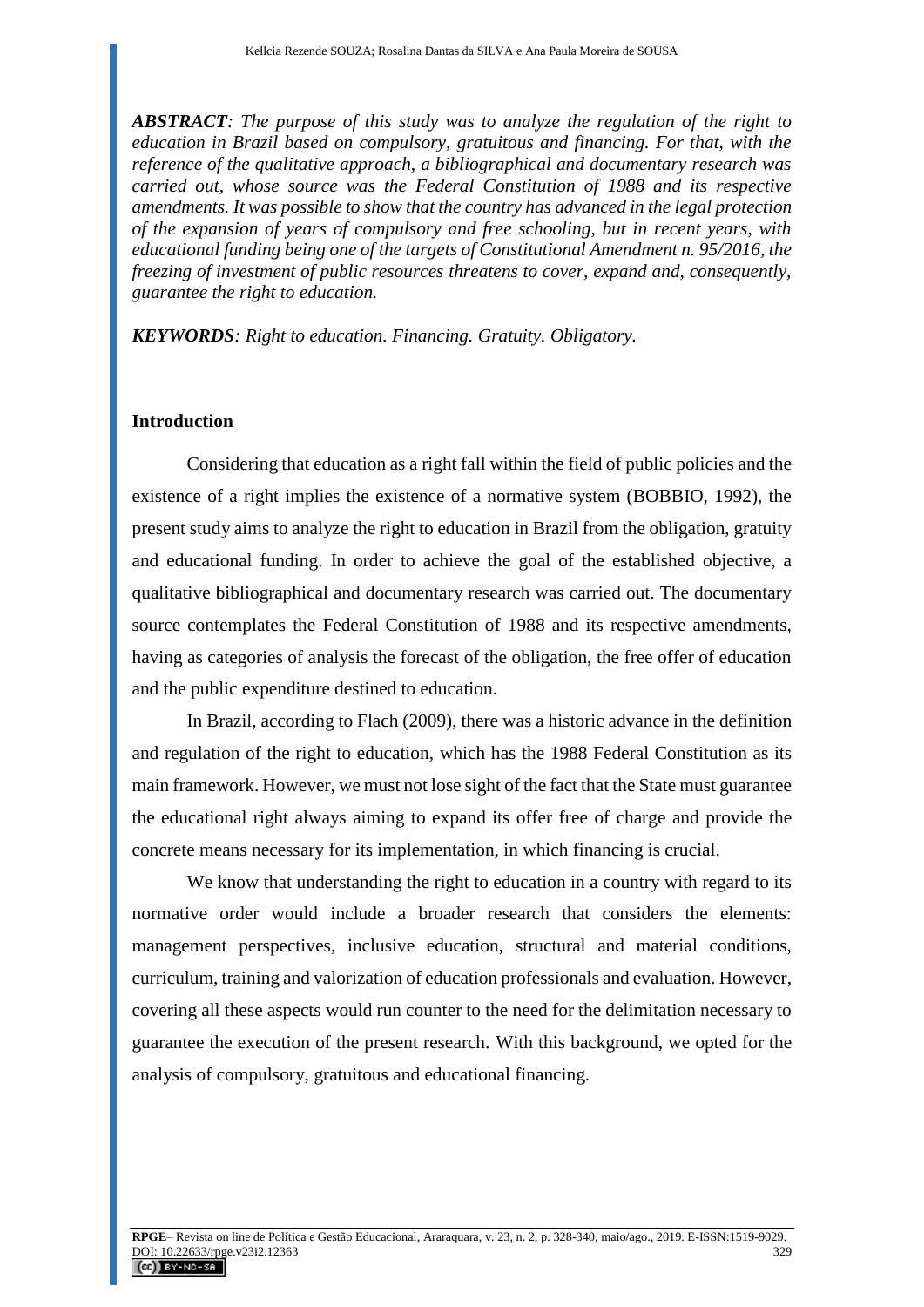***ABSTRACT****: The purpose of this study was to analyze the regulation of the right to education in Brazil based on compulsory, gratuitous and financing. For that, with the reference of the qualitative approach, a bibliographical and documentary research was carried out, whose source was the Federal Constitution of 1988 and its respective amendments. It was possible to show that the country has advanced in the legal protection of the expansion of years of compulsory and free schooling, but in recent years, with educational funding being one of the targets of Constitutional Amendment n. 95/2016, the freezing of investment of public resources threatens to cover, expand and, consequently, guarantee the right to education.*

***KEYWORDS****: Right to education. Financing. Gratuity. Obligatory.*

## Introduction

Considering that education as a right fall within the field of public policies and the existence of a right implies the existence of a normative system (BOBBIO, 1992), the present study aims to analyze the right to education in Brazil from the obligation, gratuity and educational funding. In order to achieve the goal of the established objective, a qualitative bibliographical and documentary research was carried out. The documentary source contemplates the Federal Constitution of 1988 and its respective amendments, having as categories of analysis the forecast of the obligation, the free offer of education and the public expenditure destined to education.

In Brazil, according to Flach (2009), there was a historic advance in the definition and regulation of the right to education, which has the 1988 Federal Constitution as its main framework. However, we must not lose sight of the fact that the State must guarantee the educational right always aiming to expand its offer free of charge and provide the concrete means necessary for its implementation, in which financing is crucial.

We know that understanding the right to education in a country with regard to its normative order would include a broader research that considers the elements: management perspectives, inclusive education, structural and material conditions, curriculum, training and valorization of education professionals and evaluation. However, covering all these aspects would run counter to the need for the delimitation necessary to guarantee the execution of the present research. With this background, we opted for the analysis of compulsory, gratuitous and educational financing.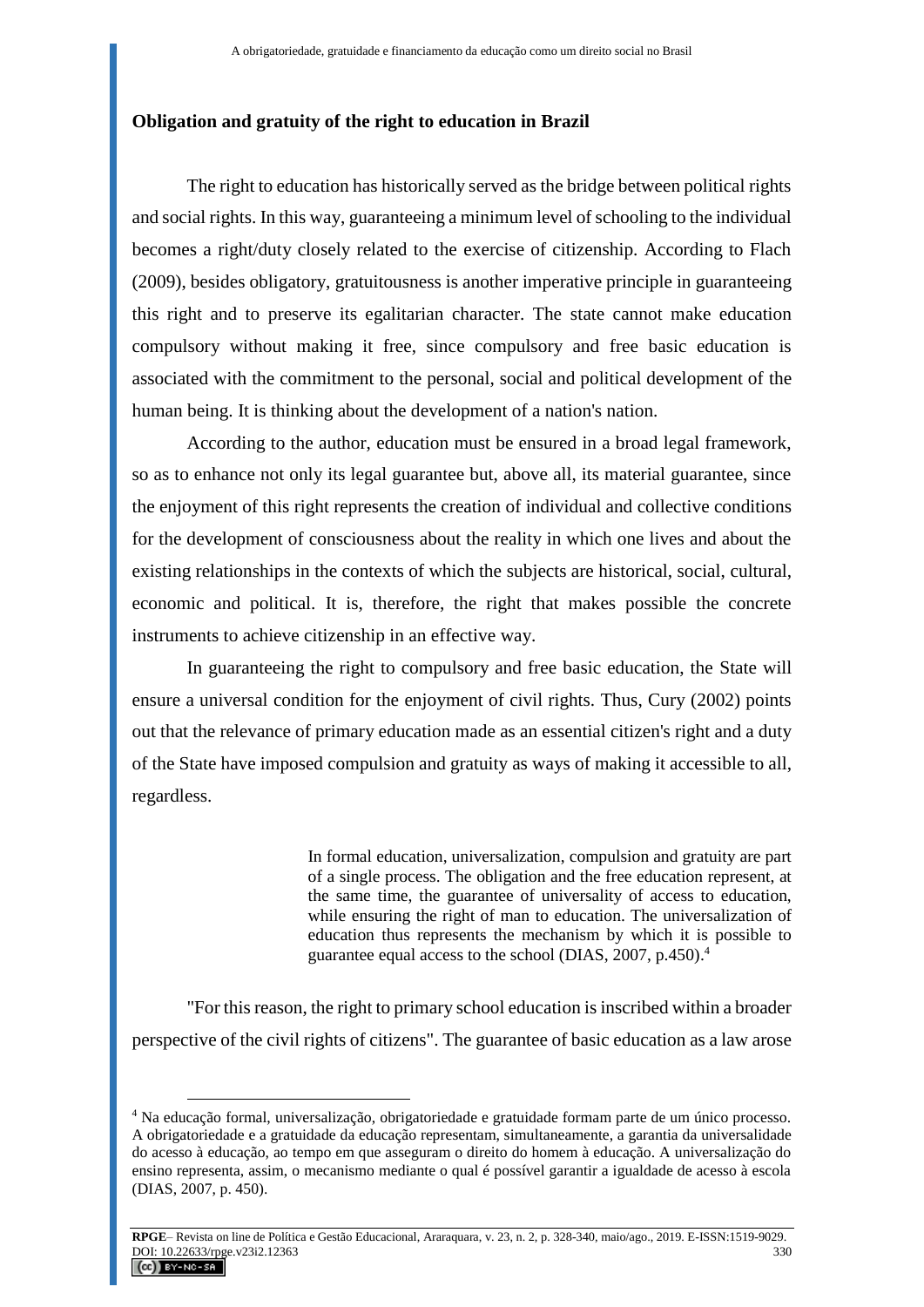**Obligation and gratuity of the right to education in Brazil**

The right to education has historically served as the bridge between political rights and social rights. In this way, guaranteeing a minimum level of schooling to the individual becomes a right/duty closely related to the exercise of citizenship. According to Flach (2009), besides obligatory, gratuitousness is another imperative principle in guaranteeing this right and to preserve its egalitarian character. The state cannot make education compulsory without making it free, since compulsory and free basic education is associated with the commitment to the personal, social and political development of the human being. It is thinking about the development of a nation's nation.

According to the author, education must be ensured in a broad legal framework, so as to enhance not only its legal guarantee but, above all, its material guarantee, since the enjoyment of this right represents the creation of individual and collective conditions for the development of consciousness about the reality in which one lives and about the existing relationships in the contexts of which the subjects are historical, social, cultural, economic and political. It is, therefore, the right that makes possible the concrete instruments to achieve citizenship in an effective way.

In guaranteeing the right to compulsory and free basic education, the State will ensure a universal condition for the enjoyment of civil rights. Thus, Cury (2002) points out that the relevance of primary education made as an essential citizen's right and a duty of the State have imposed compulsion and gratuity as ways of making it accessible to all, regardless.

> In formal education, universalization, compulsion and gratuity are part of a single process. The obligation and the free education represent, at the same time, the guarantee of universality of access to education, while ensuring the right of man to education. The universalization of education thus represents the mechanism by which it is possible to guarantee equal access to the school (DIAS, 2007, p.450).[4]

"For this reason, the right to primary school education is inscribed within a broader perspective of the civil rights of citizens". The guarantee of basic education as a law arose

---

[4] Na educação formal, universalização, obrigatoriedade e gratuidade formam parte de um único processo. A obrigatoriedade e a gratuidade da educação representam, simultaneamente, a garantia da universalidade do acesso à educação, ao tempo em que asseguram o direito do homem à educação. A universalização do ensino representa, assim, o mecanismo mediante o qual é possível garantir a igualdade de acesso à escola (DIAS, 2007, p. 450).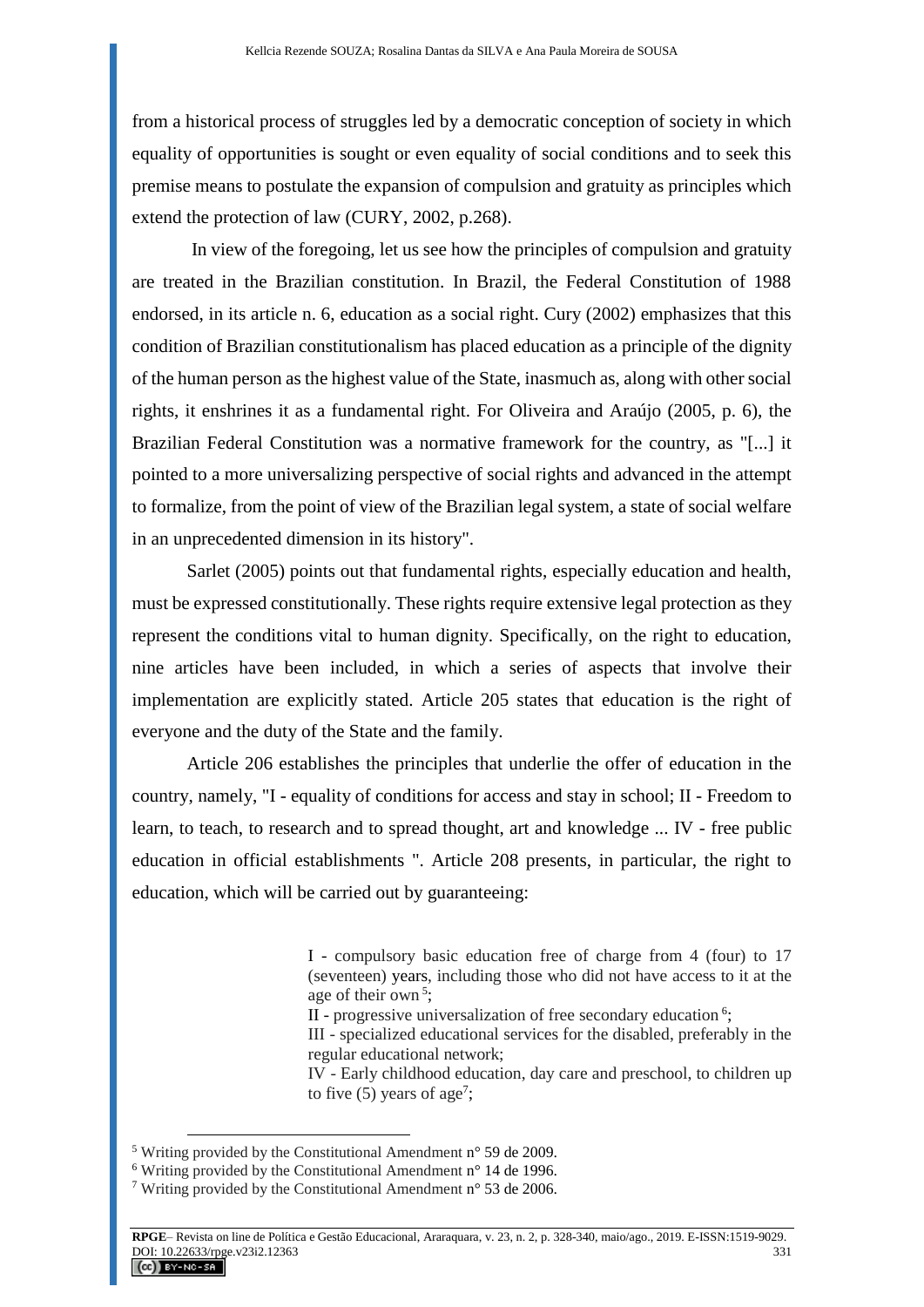from a historical process of struggles led by a democratic conception of society in which equality of opportunities is sought or even equality of social conditions and to seek this premise means to postulate the expansion of compulsion and gratuity as principles which extend the protection of law (CURY, 2002, p.268).

In view of the foregoing, let us see how the principles of compulsion and gratuity are treated in the Brazilian constitution. In Brazil, the Federal Constitution of 1988 endorsed, in its article n. 6, education as a social right. Cury (2002) emphasizes that this condition of Brazilian constitutionalism has placed education as a principle of the dignity of the human person as the highest value of the State, inasmuch as, along with other social rights, it enshrines it as a fundamental right. For Oliveira and Araújo (2005, p. 6), the Brazilian Federal Constitution was a normative framework for the country, as "[...] it pointed to a more universalizing perspective of social rights and advanced in the attempt to formalize, from the point of view of the Brazilian legal system, a state of social welfare in an unprecedented dimension in its history".

Sarlet (2005) points out that fundamental rights, especially education and health, must be expressed constitutionally. These rights require extensive legal protection as they represent the conditions vital to human dignity. Specifically, on the right to education, nine articles have been included, in which a series of aspects that involve their implementation are explicitly stated. Article 205 states that education is the right of everyone and the duty of the State and the family.

Article 206 establishes the principles that underlie the offer of education in the country, namely, "I - equality of conditions for access and stay in school; II - Freedom to learn, to teach, to research and to spread thought, art and knowledge ... IV - free public education in official establishments ". Article 208 presents, in particular, the right to education, which will be carried out by guaranteeing:

> I - compulsory basic education free of charge from 4 (four) to 17 (seventeen) years, including those who did not have access to it at the age of their own [5];
> II - progressive universalization of free secondary education [6];
> III - specialized educational services for the disabled, preferably in the regular educational network;
> IV - Early childhood education, day care and preschool, to children up to five (5) years of age[7];

[5] Writing provided by the Constitutional Amendment n° 59 de 2009.
[6] Writing provided by the Constitutional Amendment n° 14 de 1996.
[7] Writing provided by the Constitutional Amendment n° 53 de 2006.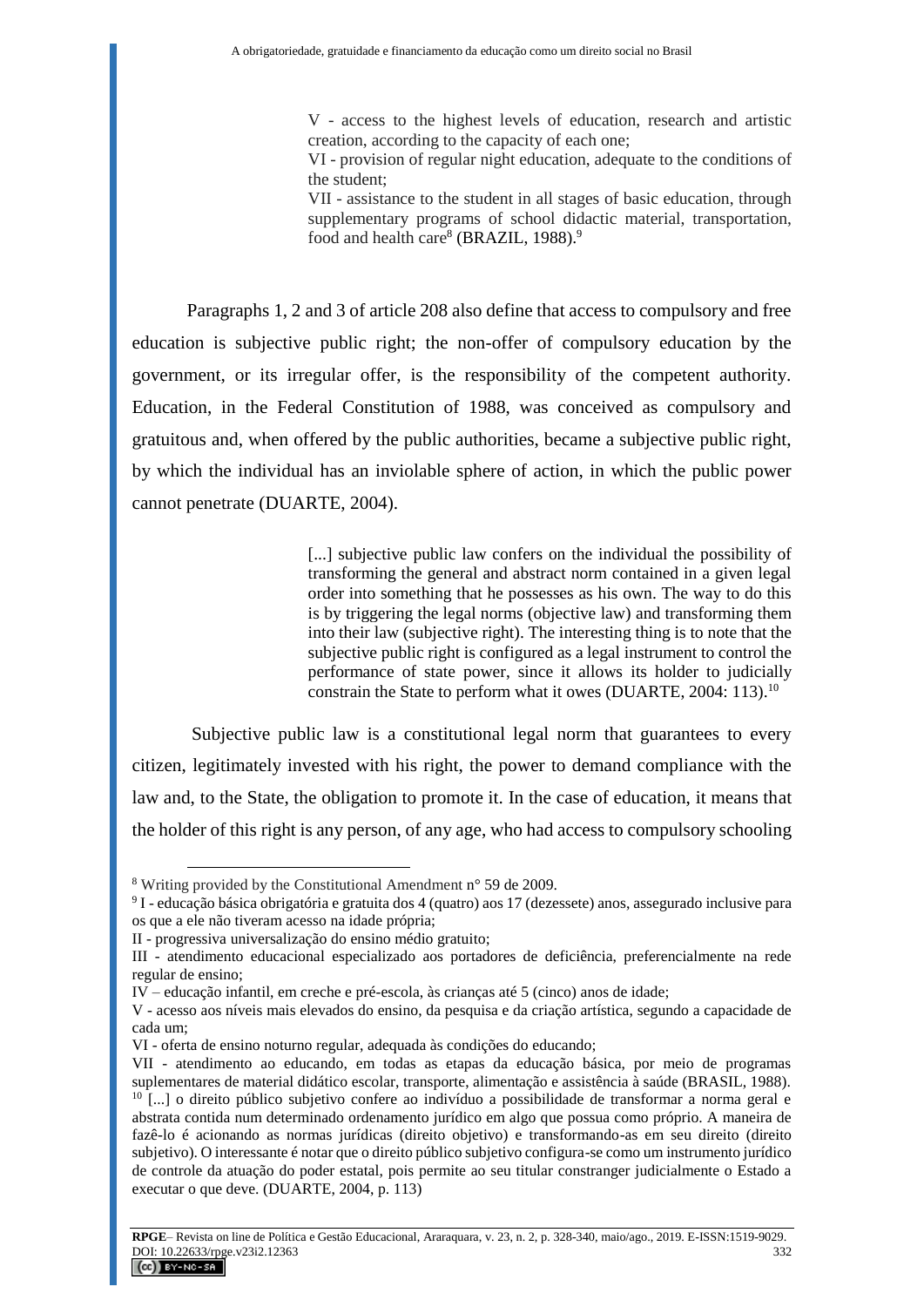> V - access to the highest levels of education, research and artistic creation, according to the capacity of each one;
> VI - provision of regular night education, adequate to the conditions of the student;
> VII - assistance to the student in all stages of basic education, through supplementary programs of school didactic material, transportation, food and health care[8] (BRAZIL, 1988).[9]

Paragraphs 1, 2 and 3 of article 208 also define that access to compulsory and free education is subjective public right; the non-offer of compulsory education by the government, or its irregular offer, is the responsibility of the competent authority. Education, in the Federal Constitution of 1988, was conceived as compulsory and gratuitous and, when offered by the public authorities, became a subjective public right, by which the individual has an inviolable sphere of action, in which the public power cannot penetrate (DUARTE, 2004).

> [...] subjective public law confers on the individual the possibility of transforming the general and abstract norm contained in a given legal order into something that he possesses as his own. The way to do this is by triggering the legal norms (objective law) and transforming them into their law (subjective right). The interesting thing is to note that the subjective public right is configured as a legal instrument to control the performance of state power, since it allows its holder to judicially constrain the State to perform what it owes (DUARTE, 2004: 113).[10]

Subjective public law is a constitutional legal norm that guarantees to every citizen, legitimately invested with his right, the power to demand compliance with the law and, to the State, the obligation to promote it. In the case of education, it means that the holder of this right is any person, of any age, who had access to compulsory schooling

---

[8] Writing provided by the Constitutional Amendment n° 59 de 2009.

[9] I - educação básica obrigatória e gratuita dos 4 (quatro) aos 17 (dezessete) anos, assegurado inclusive para os que a ele não tiveram acesso na idade própria;
II - progressiva universalização do ensino médio gratuito;
III - atendimento educacional especializado aos portadores de deficiência, preferencialmente na rede regular de ensino;
IV – educação infantil, em creche e pré-escola, às crianças até 5 (cinco) anos de idade;
V - acesso aos níveis mais elevados do ensino, da pesquisa e da criação artística, segundo a capacidade de cada um;
VI - oferta de ensino noturno regular, adequada às condições do educando;
VII - atendimento ao educando, em todas as etapas da educação básica, por meio de programas suplementares de material didático escolar, transporte, alimentação e assistência à saúde (BRASIL, 1988).

[10] [...] o direito público subjetivo confere ao indivíduo a possibilidade de transformar a norma geral e abstrata contida num determinado ordenamento jurídico em algo que possua como próprio. A maneira de fazê-lo é acionando as normas jurídicas (direito objetivo) e transformando-as em seu direito (direito subjetivo). O interessante é notar que o direito público subjetivo configura-se como um instrumento jurídico de controle da atuação do poder estatal, pois permite ao seu titular constranger judicialmente o Estado a executar o que deve. (DUARTE, 2004, p. 113)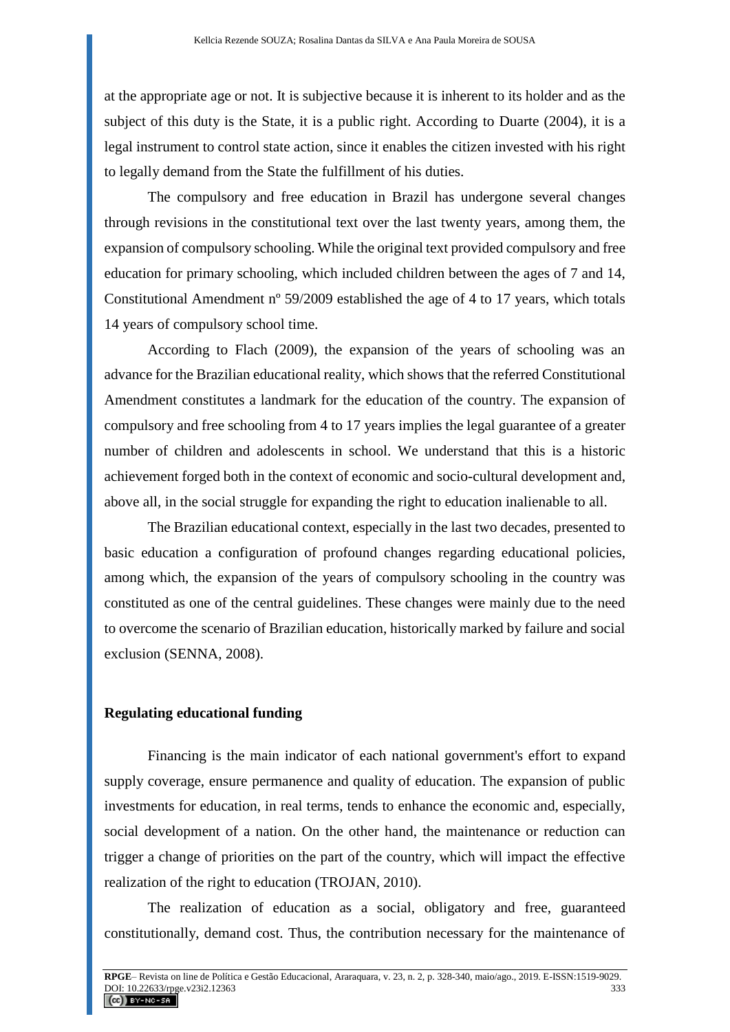at the appropriate age or not. It is subjective because it is inherent to its holder and as the subject of this duty is the State, it is a public right. According to Duarte (2004), it is a legal instrument to control state action, since it enables the citizen invested with his right to legally demand from the State the fulfillment of his duties.

The compulsory and free education in Brazil has undergone several changes through revisions in the constitutional text over the last twenty years, among them, the expansion of compulsory schooling. While the original text provided compulsory and free education for primary schooling, which included children between the ages of 7 and 14, Constitutional Amendment nº 59/2009 established the age of 4 to 17 years, which totals 14 years of compulsory school time.

According to Flach (2009), the expansion of the years of schooling was an advance for the Brazilian educational reality, which shows that the referred Constitutional Amendment constitutes a landmark for the education of the country. The expansion of compulsory and free schooling from 4 to 17 years implies the legal guarantee of a greater number of children and adolescents in school. We understand that this is a historic achievement forged both in the context of economic and socio-cultural development and, above all, in the social struggle for expanding the right to education inalienable to all.

The Brazilian educational context, especially in the last two decades, presented to basic education a configuration of profound changes regarding educational policies, among which, the expansion of the years of compulsory schooling in the country was constituted as one of the central guidelines. These changes were mainly due to the need to overcome the scenario of Brazilian education, historically marked by failure and social exclusion (SENNA, 2008).

## Regulating educational funding

Financing is the main indicator of each national government's effort to expand supply coverage, ensure permanence and quality of education. The expansion of public investments for education, in real terms, tends to enhance the economic and, especially, social development of a nation. On the other hand, the maintenance or reduction can trigger a change of priorities on the part of the country, which will impact the effective realization of the right to education (TROJAN, 2010).

The realization of education as a social, obligatory and free, guaranteed constitutionally, demand cost. Thus, the contribution necessary for the maintenance of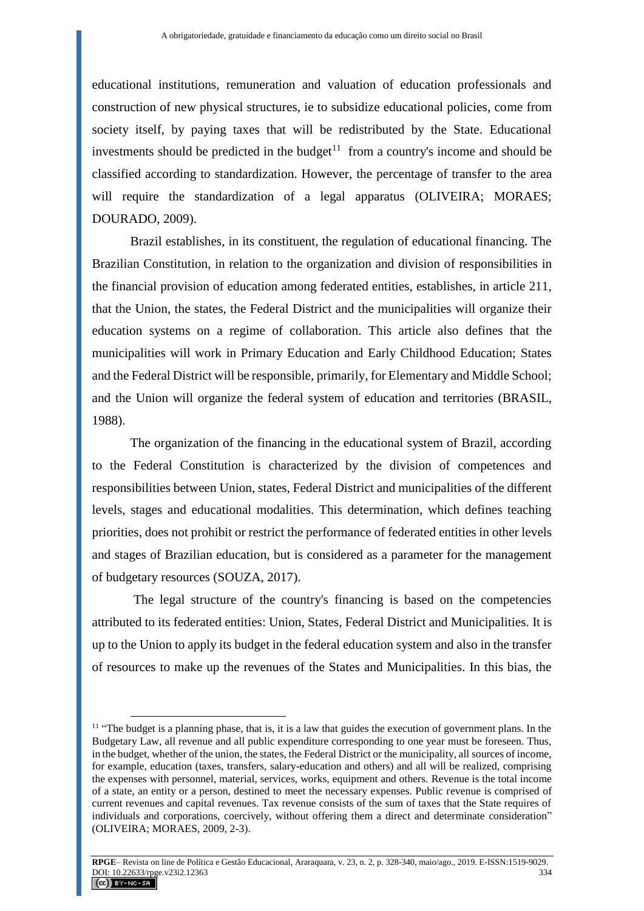educational institutions, remuneration and valuation of education professionals and construction of new physical structures, ie to subsidize educational policies, come from society itself, by paying taxes that will be redistributed by the State. Educational investments should be predicted in the budget[11] from a country's income and should be classified according to standardization. However, the percentage of transfer to the area will require the standardization of a legal apparatus (OLIVEIRA; MORAES; DOURADO, 2009).

Brazil establishes, in its constituent, the regulation of educational financing. The Brazilian Constitution, in relation to the organization and division of responsibilities in the financial provision of education among federated entities, establishes, in article 211, that the Union, the states, the Federal District and the municipalities will organize their education systems on a regime of collaboration. This article also defines that the municipalities will work in Primary Education and Early Childhood Education; States and the Federal District will be responsible, primarily, for Elementary and Middle School; and the Union will organize the federal system of education and territories (BRASIL, 1988).

The organization of the financing in the educational system of Brazil, according to the Federal Constitution is characterized by the division of competences and responsibilities between Union, states, Federal District and municipalities of the different levels, stages and educational modalities. This determination, which defines teaching priorities, does not prohibit or restrict the performance of federated entities in other levels and stages of Brazilian education, but is considered as a parameter for the management of budgetary resources (SOUZA, 2017).

The legal structure of the country's financing is based on the competencies attributed to its federated entities: Union, States, Federal District and Municipalities. It is up to the Union to apply its budget in the federal education system and also in the transfer of resources to make up the revenues of the States and Municipalities. In this bias, the

[11] "The budget is a planning phase, that is, it is a law that guides the execution of government plans. In the Budgetary Law, all revenue and all public expenditure corresponding to one year must be foreseen. Thus, in the budget, whether of the union, the states, the Federal District or the municipality, all sources of income, for example, education (taxes, transfers, salary-education and others) and all will be realized, comprising the expenses with personnel, material, services, works, equipment and others. Revenue is the total income of a state, an entity or a person, destined to meet the necessary expenses. Public revenue is comprised of current revenues and capital revenues. Tax revenue consists of the sum of taxes that the State requires of individuals and corporations, coercively, without offering them a direct and determinate consideration" (OLIVEIRA; MORAES, 2009, 2-3).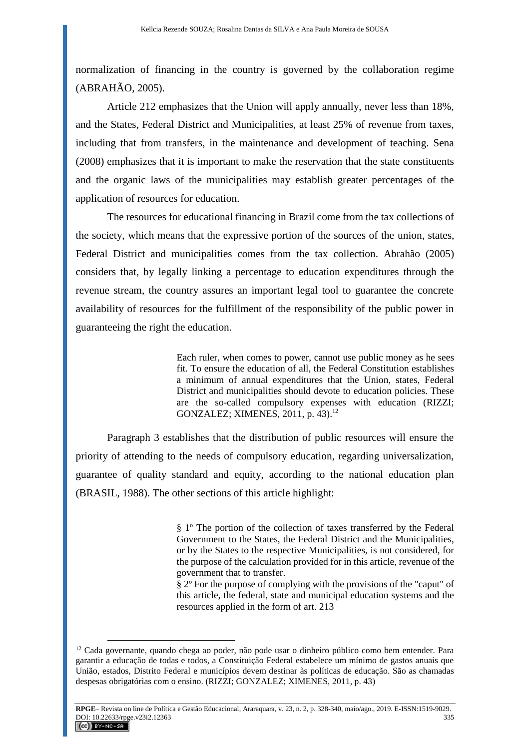normalization of financing in the country is governed by the collaboration regime (ABRAHÃO, 2005).

Article 212 emphasizes that the Union will apply annually, never less than 18%, and the States, Federal District and Municipalities, at least 25% of revenue from taxes, including that from transfers, in the maintenance and development of teaching. Sena (2008) emphasizes that it is important to make the reservation that the state constituents and the organic laws of the municipalities may establish greater percentages of the application of resources for education.

The resources for educational financing in Brazil come from the tax collections of the society, which means that the expressive portion of the sources of the union, states, Federal District and municipalities comes from the tax collection. Abrahão (2005) considers that, by legally linking a percentage to education expenditures through the revenue stream, the country assures an important legal tool to guarantee the concrete availability of resources for the fulfillment of the responsibility of the public power in guaranteeing the right the education.

> Each ruler, when comes to power, cannot use public money as he sees fit. To ensure the education of all, the Federal Constitution establishes a minimum of annual expenditures that the Union, states, Federal District and municipalities should devote to education policies. These are the so-called compulsory expenses with education (RIZZI; GONZALEZ; XIMENES, 2011, p. 43).[12]

Paragraph 3 establishes that the distribution of public resources will ensure the priority of attending to the needs of compulsory education, regarding universalization, guarantee of quality standard and equity, according to the national education plan (BRASIL, 1988). The other sections of this article highlight:

> § 1º The portion of the collection of taxes transferred by the Federal Government to the States, the Federal District and the Municipalities, or by the States to the respective Municipalities, is not considered, for the purpose of the calculation provided for in this article, revenue of the government that to transfer.
> § 2º For the purpose of complying with the provisions of the "caput" of this article, the federal, state and municipal education systems and the resources applied in the form of art. 213

[12] Cada governante, quando chega ao poder, não pode usar o dinheiro público como bem entender. Para garantir a educação de todas e todos, a Constituição Federal estabelece um mínimo de gastos anuais que União, estados, Distrito Federal e municípios devem destinar às políticas de educação. São as chamadas despesas obrigatórias com o ensino. (RIZZI; GONZALEZ; XIMENES, 2011, p. 43)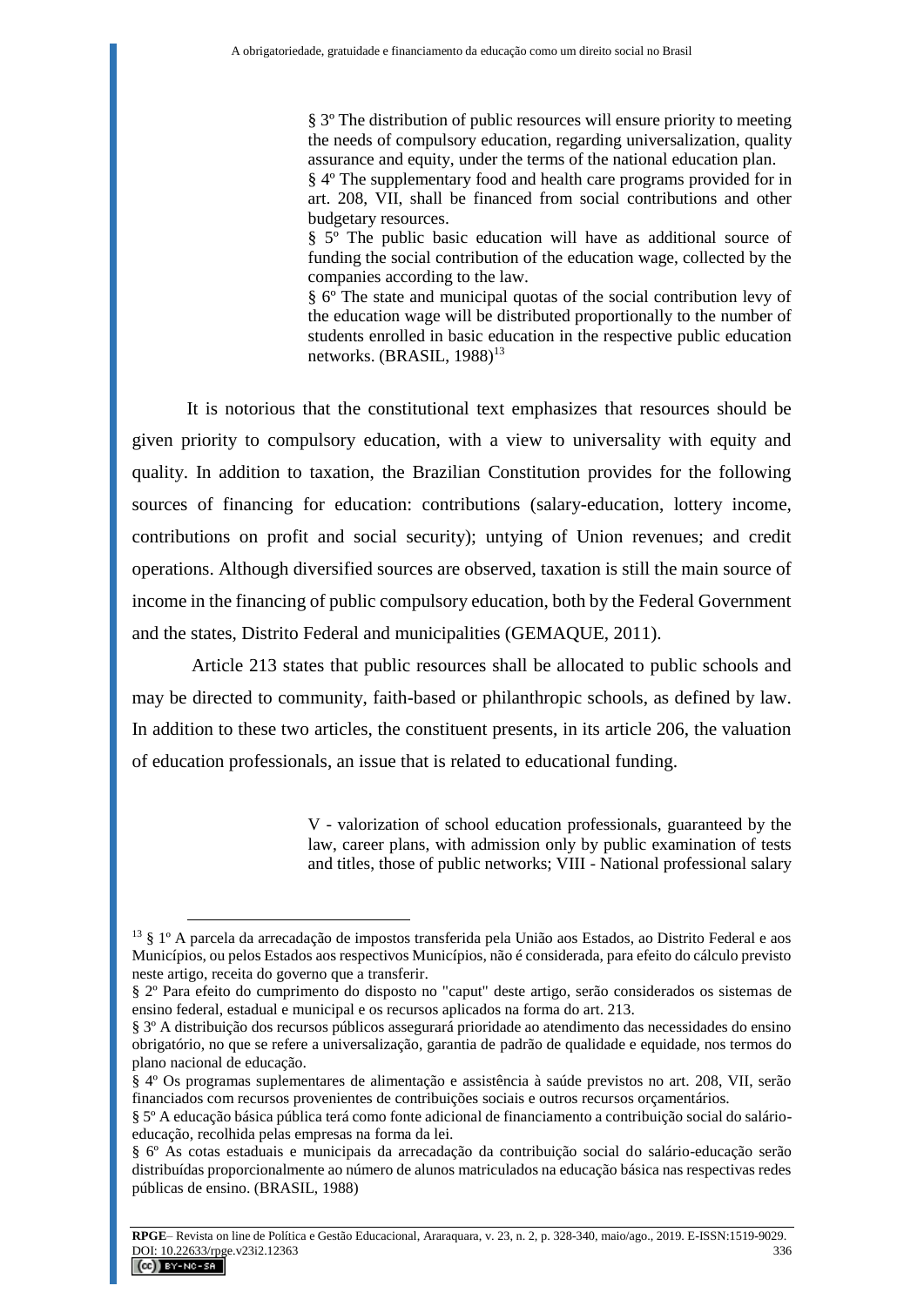> § 3º The distribution of public resources will ensure priority to meeting the needs of compulsory education, regarding universalization, quality assurance and equity, under the terms of the national education plan.
> § 4º The supplementary food and health care programs provided for in art. 208, VII, shall be financed from social contributions and other budgetary resources.
> § 5º The public basic education will have as additional source of funding the social contribution of the education wage, collected by the companies according to the law.
> § 6º The state and municipal quotas of the social contribution levy of the education wage will be distributed proportionally to the number of students enrolled in basic education in the respective public education networks. (BRASIL, 1988)[13]

It is notorious that the constitutional text emphasizes that resources should be given priority to compulsory education, with a view to universality with equity and quality. In addition to taxation, the Brazilian Constitution provides for the following sources of financing for education: contributions (salary-education, lottery income, contributions on profit and social security); untying of Union revenues; and credit operations. Although diversified sources are observed, taxation is still the main source of income in the financing of public compulsory education, both by the Federal Government and the states, Distrito Federal and municipalities (GEMAQUE, 2011).

Article 213 states that public resources shall be allocated to public schools and may be directed to community, faith-based or philanthropic schools, as defined by law. In addition to these two articles, the constituent presents, in its article 206, the valuation of education professionals, an issue that is related to educational funding.

> V - valorization of school education professionals, guaranteed by the law, career plans, with admission only by public examination of tests and titles, those of public networks; VIII - National professional salary

---

[13] § 1º A parcela da arrecadação de impostos transferida pela União aos Estados, ao Distrito Federal e aos Municípios, ou pelos Estados aos respectivos Municípios, não é considerada, para efeito do cálculo previsto neste artigo, receita do governo que a transferir.
§ 2º Para efeito do cumprimento do disposto no "caput" deste artigo, serão considerados os sistemas de ensino federal, estadual e municipal e os recursos aplicados na forma do art. 213.
§ 3º A distribuição dos recursos públicos assegurará prioridade ao atendimento das necessidades do ensino obrigatório, no que se refere a universalização, garantia de padrão de qualidade e equidade, nos termos do plano nacional de educação.
§ 4º Os programas suplementares de alimentação e assistência à saúde previstos no art. 208, VII, serão financiados com recursos provenientes de contribuições sociais e outros recursos orçamentários.
§ 5º A educação básica pública terá como fonte adicional de financiamento a contribuição social do salário-educação, recolhida pelas empresas na forma da lei.
§ 6º As cotas estaduais e municipais da arrecadação da contribuição social do salário-educação serão distribuídas proporcionalmente ao número de alunos matriculados na educação básica nas respectivas redes públicas de ensino. (BRASIL, 1988)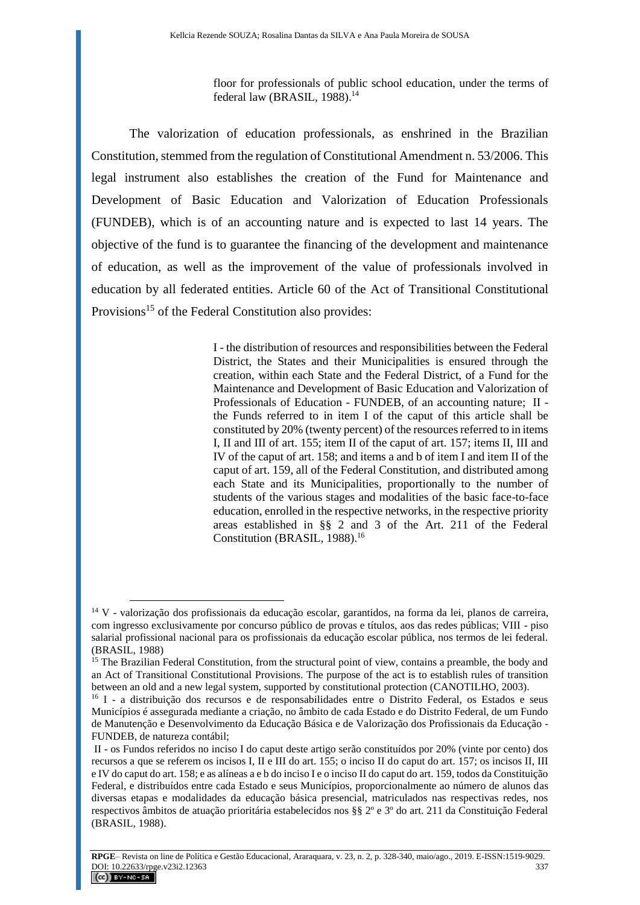> floor for professionals of public school education, under the terms of federal law (BRASIL, 1988).[14]

The valorization of education professionals, as enshrined in the Brazilian Constitution, stemmed from the regulation of Constitutional Amendment n. 53/2006. This legal instrument also establishes the creation of the Fund for Maintenance and Development of Basic Education and Valorization of Education Professionals (FUNDEB), which is of an accounting nature and is expected to last 14 years. The objective of the fund is to guarantee the financing of the development and maintenance of education, as well as the improvement of the value of professionals involved in education by all federated entities. Article 60 of the Act of Transitional Constitutional Provisions[15] of the Federal Constitution also provides:

> I - the distribution of resources and responsibilities between the Federal District, the States and their Municipalities is ensured through the creation, within each State and the Federal District, of a Fund for the Maintenance and Development of Basic Education and Valorization of Professionals of Education - FUNDEB, of an accounting nature; II - the Funds referred to in item I of the caput of this article shall be constituted by 20% (twenty percent) of the resources referred to in items I, II and III of art. 155; item II of the caput of art. 157; items II, III and IV of the caput of art. 158; and items a and b of item I and item II of the caput of art. 159, all of the Federal Constitution, and distributed among each State and its Municipalities, proportionally to the number of students of the various stages and modalities of the basic face-to-face education, enrolled in the respective networks, in the respective priority areas established in §§ 2 and 3 of the Art. 211 of the Federal Constitution (BRASIL, 1988).[16]

---

[14] V - valorização dos profissionais da educação escolar, garantidos, na forma da lei, planos de carreira, com ingresso exclusivamente por concurso público de provas e títulos, aos das redes públicas; VIII - piso salarial profissional nacional para os profissionais da educação escolar pública, nos termos de lei federal. (BRASIL, 1988)

[15] The Brazilian Federal Constitution, from the structural point of view, contains a preamble, the body and an Act of Transitional Constitutional Provisions. The purpose of the act is to establish rules of transition between an old and a new legal system, supported by constitutional protection (CANOTILHO, 2003).

[16] I - a distribuição dos recursos e de responsabilidades entre o Distrito Federal, os Estados e seus Municípios é assegurada mediante a criação, no âmbito de cada Estado e do Distrito Federal, de um Fundo de Manutenção e Desenvolvimento da Educação Básica e de Valorização dos Profissionais da Educação - FUNDEB, de natureza contábil;

II - os Fundos referidos no inciso I do caput deste artigo serão constituídos por 20% (vinte por cento) dos recursos a que se referem os incisos I, II e III do art. 155; o inciso II do caput do art. 157; os incisos II, III e IV do caput do art. 158; e as alíneas a e b do inciso I e o inciso II do caput do art. 159, todos da Constituição Federal, e distribuídos entre cada Estado e seus Municípios, proporcionalmente ao número de alunos das diversas etapas e modalidades da educação básica presencial, matriculados nas respectivas redes, nos respectivos âmbitos de atuação prioritária estabelecidos nos §§ 2º e 3º do art. 211 da Constituição Federal (BRASIL, 1988).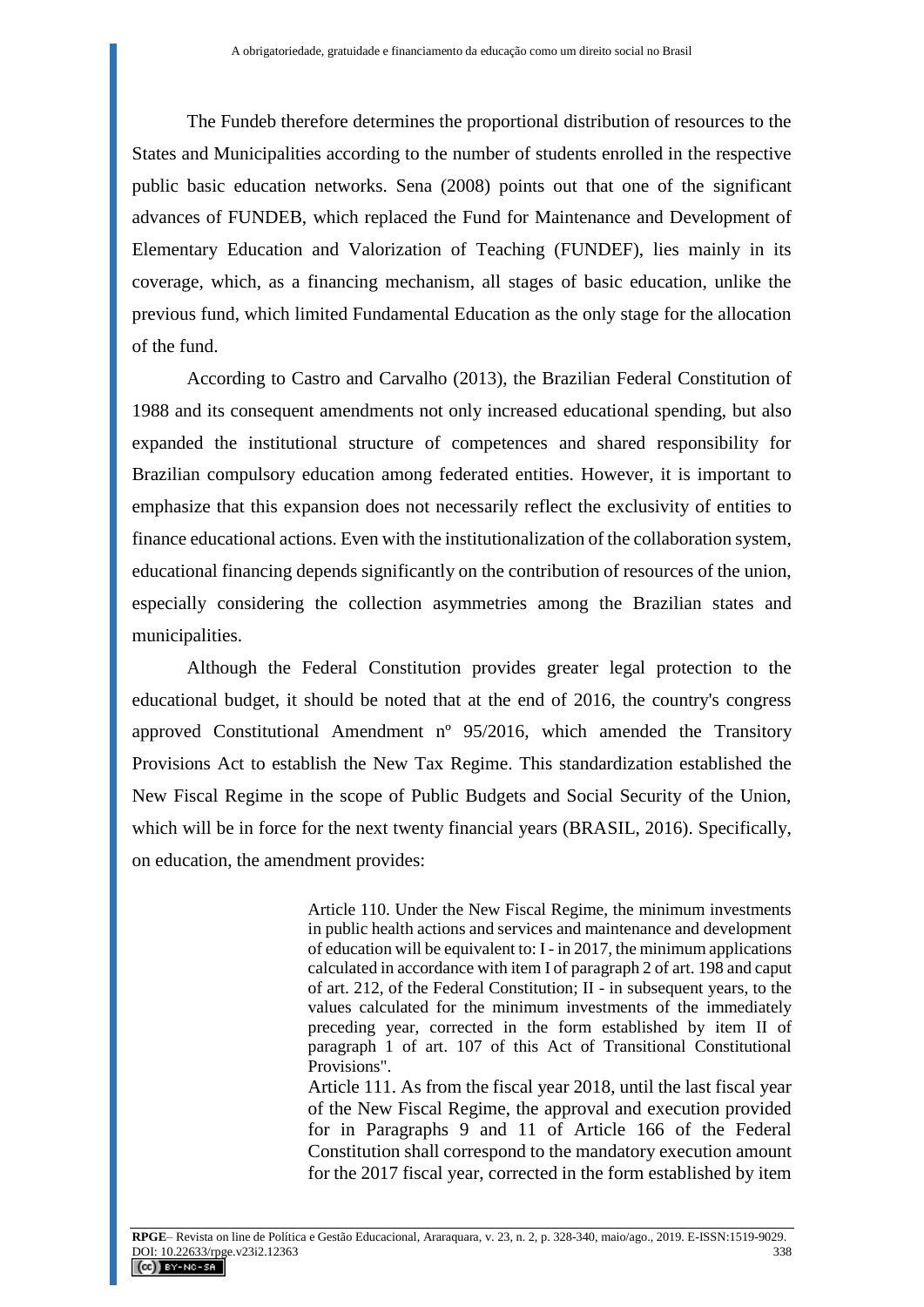The Fundeb therefore determines the proportional distribution of resources to the States and Municipalities according to the number of students enrolled in the respective public basic education networks. Sena (2008) points out that one of the significant advances of FUNDEB, which replaced the Fund for Maintenance and Development of Elementary Education and Valorization of Teaching (FUNDEF), lies mainly in its coverage, which, as a financing mechanism, all stages of basic education, unlike the previous fund, which limited Fundamental Education as the only stage for the allocation of the fund.

According to Castro and Carvalho (2013), the Brazilian Federal Constitution of 1988 and its consequent amendments not only increased educational spending, but also expanded the institutional structure of competences and shared responsibility for Brazilian compulsory education among federated entities. However, it is important to emphasize that this expansion does not necessarily reflect the exclusivity of entities to finance educational actions. Even with the institutionalization of the collaboration system, educational financing depends significantly on the contribution of resources of the union, especially considering the collection asymmetries among the Brazilian states and municipalities.

Although the Federal Constitution provides greater legal protection to the educational budget, it should be noted that at the end of 2016, the country's congress approved Constitutional Amendment nº 95/2016, which amended the Transitory Provisions Act to establish the New Tax Regime. This standardization established the New Fiscal Regime in the scope of Public Budgets and Social Security of the Union, which will be in force for the next twenty financial years (BRASIL, 2016). Specifically, on education, the amendment provides:

> Article 110. Under the New Fiscal Regime, the minimum investments in public health actions and services and maintenance and development of education will be equivalent to: I - in 2017, the minimum applications calculated in accordance with item I of paragraph 2 of art. 198 and caput of art. 212, of the Federal Constitution; II - in subsequent years, to the values calculated for the minimum investments of the immediately preceding year, corrected in the form established by item II of paragraph 1 of art. 107 of this Act of Transitional Constitutional Provisions".
>
> Article 111. As from the fiscal year 2018, until the last fiscal year of the New Fiscal Regime, the approval and execution provided for in Paragraphs 9 and 11 of Article 166 of the Federal Constitution shall correspond to the mandatory execution amount for the 2017 fiscal year, corrected in the form established by item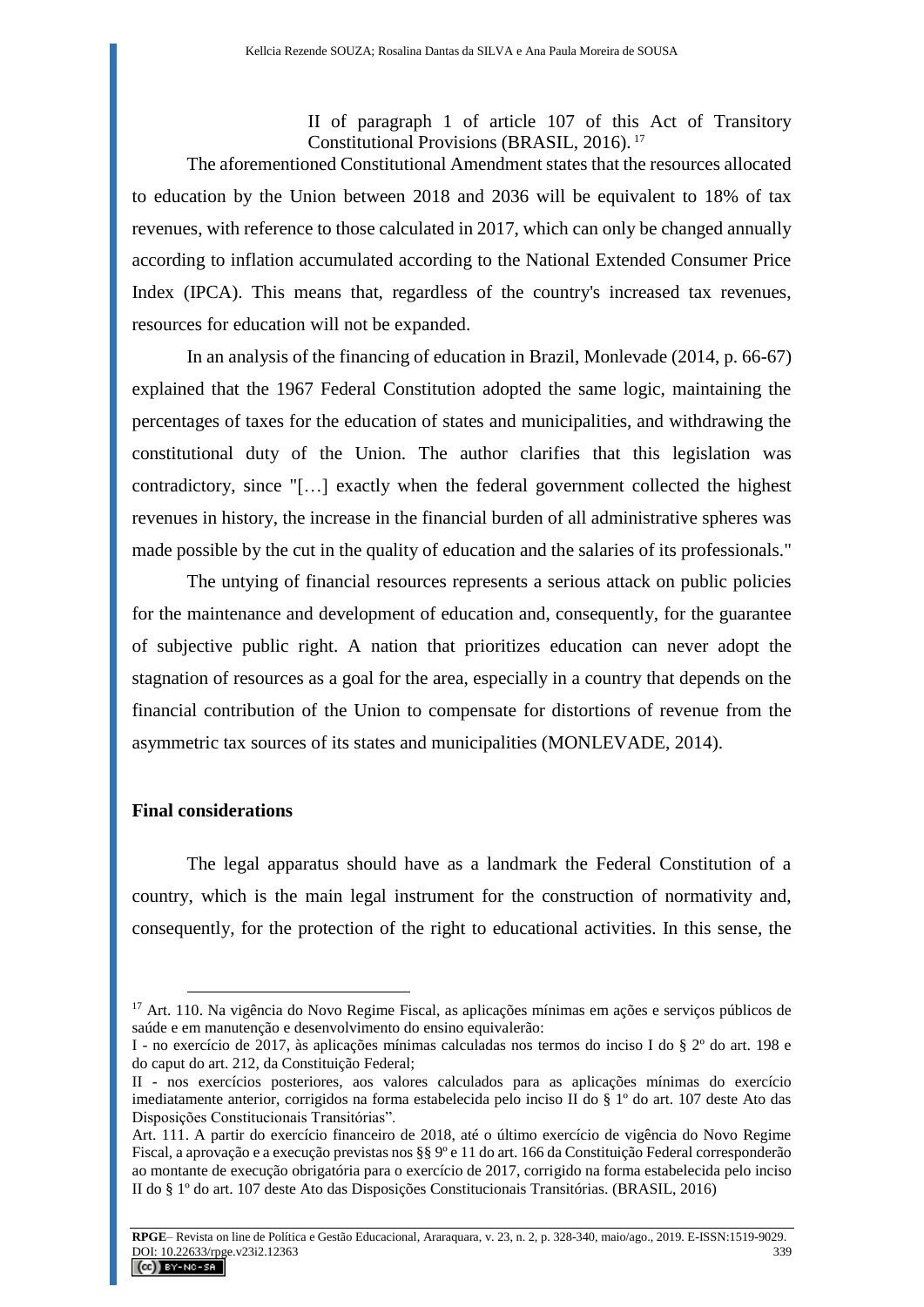> II of paragraph 1 of article 107 of this Act of Transitory Constitutional Provisions (BRASIL, 2016).[17]

The aforementioned Constitutional Amendment states that the resources allocated to education by the Union between 2018 and 2036 will be equivalent to 18% of tax revenues, with reference to those calculated in 2017, which can only be changed annually according to inflation accumulated according to the National Extended Consumer Price Index (IPCA). This means that, regardless of the country's increased tax revenues, resources for education will not be expanded.

In an analysis of the financing of education in Brazil, Monlevade (2014, p. 66-67) explained that the 1967 Federal Constitution adopted the same logic, maintaining the percentages of taxes for the education of states and municipalities, and withdrawing the constitutional duty of the Union. The author clarifies that this legislation was contradictory, since "[…] exactly when the federal government collected the highest revenues in history, the increase in the financial burden of all administrative spheres was made possible by the cut in the quality of education and the salaries of its professionals."

The untying of financial resources represents a serious attack on public policies for the maintenance and development of education and, consequently, for the guarantee of subjective public right. A nation that prioritizes education can never adopt the stagnation of resources as a goal for the area, especially in a country that depends on the financial contribution of the Union to compensate for distortions of revenue from the asymmetric tax sources of its states and municipalities (MONLEVADE, 2014).

## Final considerations

The legal apparatus should have as a landmark the Federal Constitution of a country, which is the main legal instrument for the construction of normativity and, consequently, for the protection of the right to educational activities. In this sense, the

---

[17] Art. 110. Na vigência do Novo Regime Fiscal, as aplicações mínimas em ações e serviços públicos de saúde e em manutenção e desenvolvimento do ensino equivalerão:

I - no exercício de 2017, às aplicações mínimas calculadas nos termos do inciso I do § 2º do art. 198 e do caput do art. 212, da Constituição Federal;

II - nos exercícios posteriores, aos valores calculados para as aplicações mínimas do exercício imediatamente anterior, corrigidos na forma estabelecida pelo inciso II do § 1º do art. 107 deste Ato das Disposições Constitucionais Transitórias".

Art. 111. A partir do exercício financeiro de 2018, até o último exercício de vigência do Novo Regime Fiscal, a aprovação e a execução previstas nos §§ 9º e 11 do art. 166 da Constituição Federal corresponderão ao montante de execução obrigatória para o exercício de 2017, corrigido na forma estabelecida pelo inciso II do § 1º do art. 107 deste Ato das Disposições Constitucionais Transitórias. (BRASIL, 2016)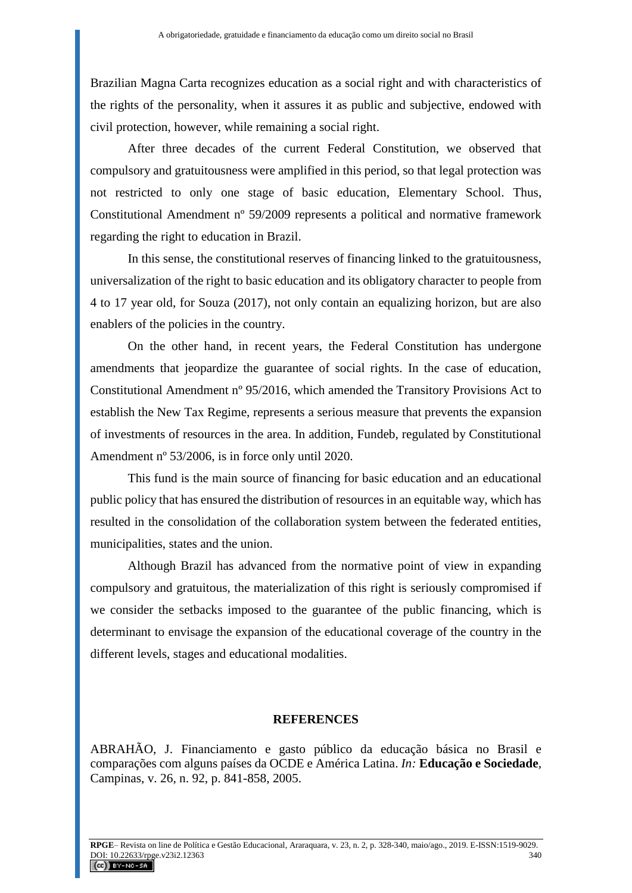Brazilian Magna Carta recognizes education as a social right and with characteristics of the rights of the personality, when it assures it as public and subjective, endowed with civil protection, however, while remaining a social right.

After three decades of the current Federal Constitution, we observed that compulsory and gratuitousness were amplified in this period, so that legal protection was not restricted to only one stage of basic education, Elementary School. Thus, Constitutional Amendment nº 59/2009 represents a political and normative framework regarding the right to education in Brazil.

In this sense, the constitutional reserves of financing linked to the gratuitousness, universalization of the right to basic education and its obligatory character to people from 4 to 17 year old, for Souza (2017), not only contain an equalizing horizon, but are also enablers of the policies in the country.

On the other hand, in recent years, the Federal Constitution has undergone amendments that jeopardize the guarantee of social rights. In the case of education, Constitutional Amendment nº 95/2016, which amended the Transitory Provisions Act to establish the New Tax Regime, represents a serious measure that prevents the expansion of investments of resources in the area. In addition, Fundeb, regulated by Constitutional Amendment nº 53/2006, is in force only until 2020.

This fund is the main source of financing for basic education and an educational public policy that has ensured the distribution of resources in an equitable way, which has resulted in the consolidation of the collaboration system between the federated entities, municipalities, states and the union.

Although Brazil has advanced from the normative point of view in expanding compulsory and gratuitous, the materialization of this right is seriously compromised if we consider the setbacks imposed to the guarantee of the public financing, which is determinant to envisage the expansion of the educational coverage of the country in the different levels, stages and educational modalities.

## REFERENCES

ABRAHÃO, J. Financiamento e gasto público da educação básica no Brasil e comparações com alguns países da OCDE e América Latina. *In:* **Educação e Sociedade**, Campinas, v. 26, n. 92, p. 841-858, 2005.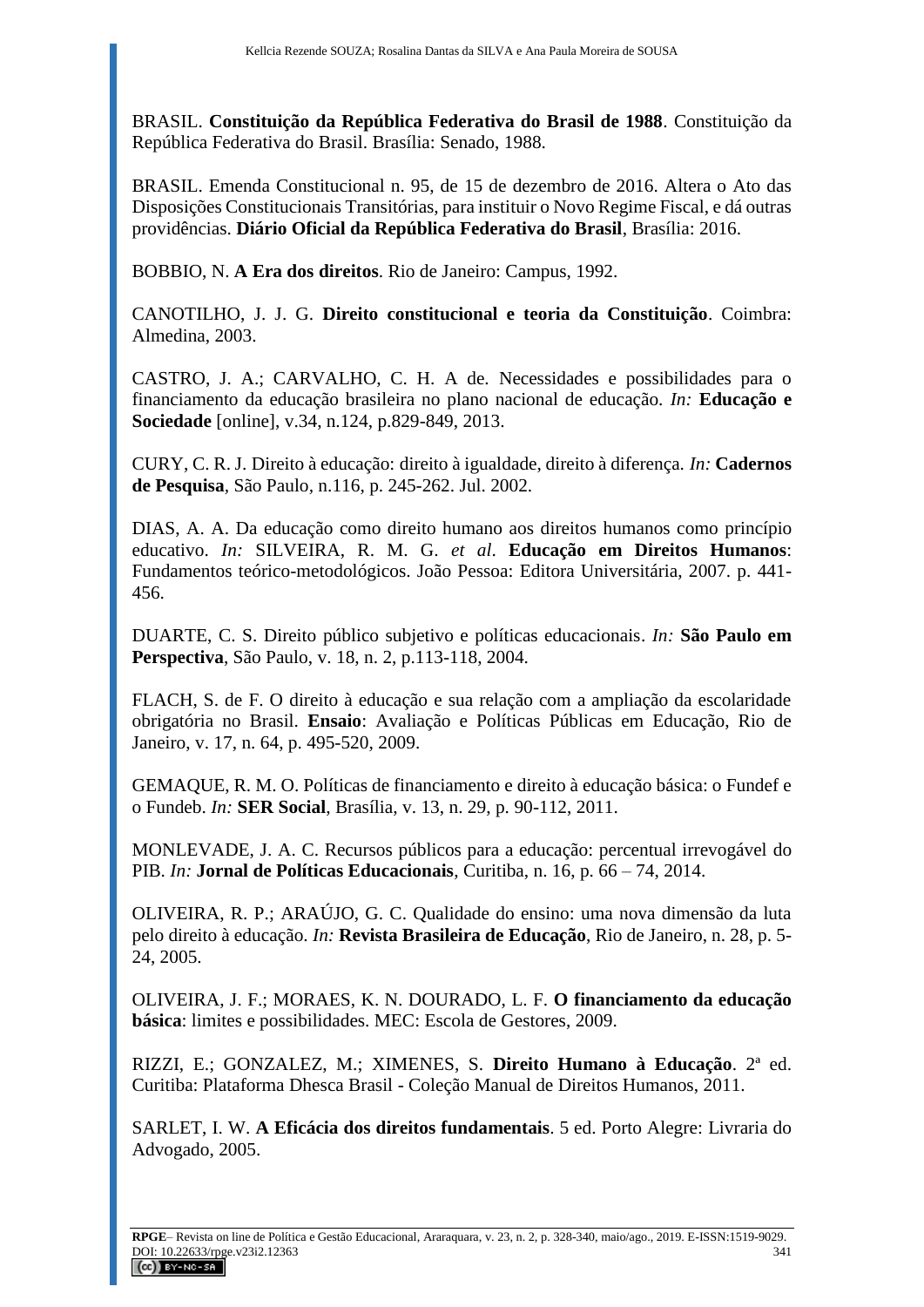BRASIL. **Constituição da República Federativa do Brasil de 1988**. Constituição da República Federativa do Brasil. Brasília: Senado, 1988.

BRASIL. Emenda Constitucional n. 95, de 15 de dezembro de 2016. Altera o Ato das Disposições Constitucionais Transitórias, para instituir o Novo Regime Fiscal, e dá outras providências. **Diário Oficial da República Federativa do Brasil**, Brasília: 2016.

BOBBIO, N. **A Era dos direitos**. Rio de Janeiro: Campus, 1992.

CANOTILHO, J. J. G. **Direito constitucional e teoria da Constituição**. Coimbra: Almedina, 2003.

CASTRO, J. A.; CARVALHO, C. H. A de. Necessidades e possibilidades para o financiamento da educação brasileira no plano nacional de educação. *In:* **Educação e Sociedade** [online], v.34, n.124, p.829-849, 2013.

CURY, C. R. J. Direito à educação: direito à igualdade, direito à diferença. *In:* **Cadernos de Pesquisa**, São Paulo, n.116, p. 245-262. Jul. 2002.

DIAS, A. A. Da educação como direito humano aos direitos humanos como princípio educativo. *In:* SILVEIRA, R. M. G. *et al*. **Educação em Direitos Humanos**: Fundamentos teórico-metodológicos. João Pessoa: Editora Universitária, 2007. p. 441-456.

DUARTE, C. S. Direito público subjetivo e políticas educacionais. *In:* **São Paulo em Perspectiva**, São Paulo, v. 18, n. 2, p.113-118, 2004.

FLACH, S. de F. O direito à educação e sua relação com a ampliação da escolaridade obrigatória no Brasil. **Ensaio**: Avaliação e Políticas Públicas em Educação, Rio de Janeiro, v. 17, n. 64, p. 495-520, 2009.

GEMAQUE, R. M. O. Políticas de financiamento e direito à educação básica: o Fundef e o Fundeb. *In:* **SER Social**, Brasília, v. 13, n. 29, p. 90-112, 2011.

MONLEVADE, J. A. C. Recursos públicos para a educação: percentual irrevogável do PIB. *In:* **Jornal de Políticas Educacionais**, Curitiba, n. 16, p. 66 – 74, 2014.

OLIVEIRA, R. P.; ARAÚJO, G. C. Qualidade do ensino: uma nova dimensão da luta pelo direito à educação. *In:* **Revista Brasileira de Educação**, Rio de Janeiro, n. 28, p. 5-24, 2005.

OLIVEIRA, J. F.; MORAES, K. N. DOURADO, L. F. **O financiamento da educação básica**: limites e possibilidades. MEC: Escola de Gestores, 2009.

RIZZI, E.; GONZALEZ, M.; XIMENES, S. **Direito Humano à Educação**. 2ª ed. Curitiba: Plataforma Dhesca Brasil - Coleção Manual de Direitos Humanos, 2011.

SARLET, I. W. **A Eficácia dos direitos fundamentais**. 5 ed. Porto Alegre: Livraria do Advogado, 2005.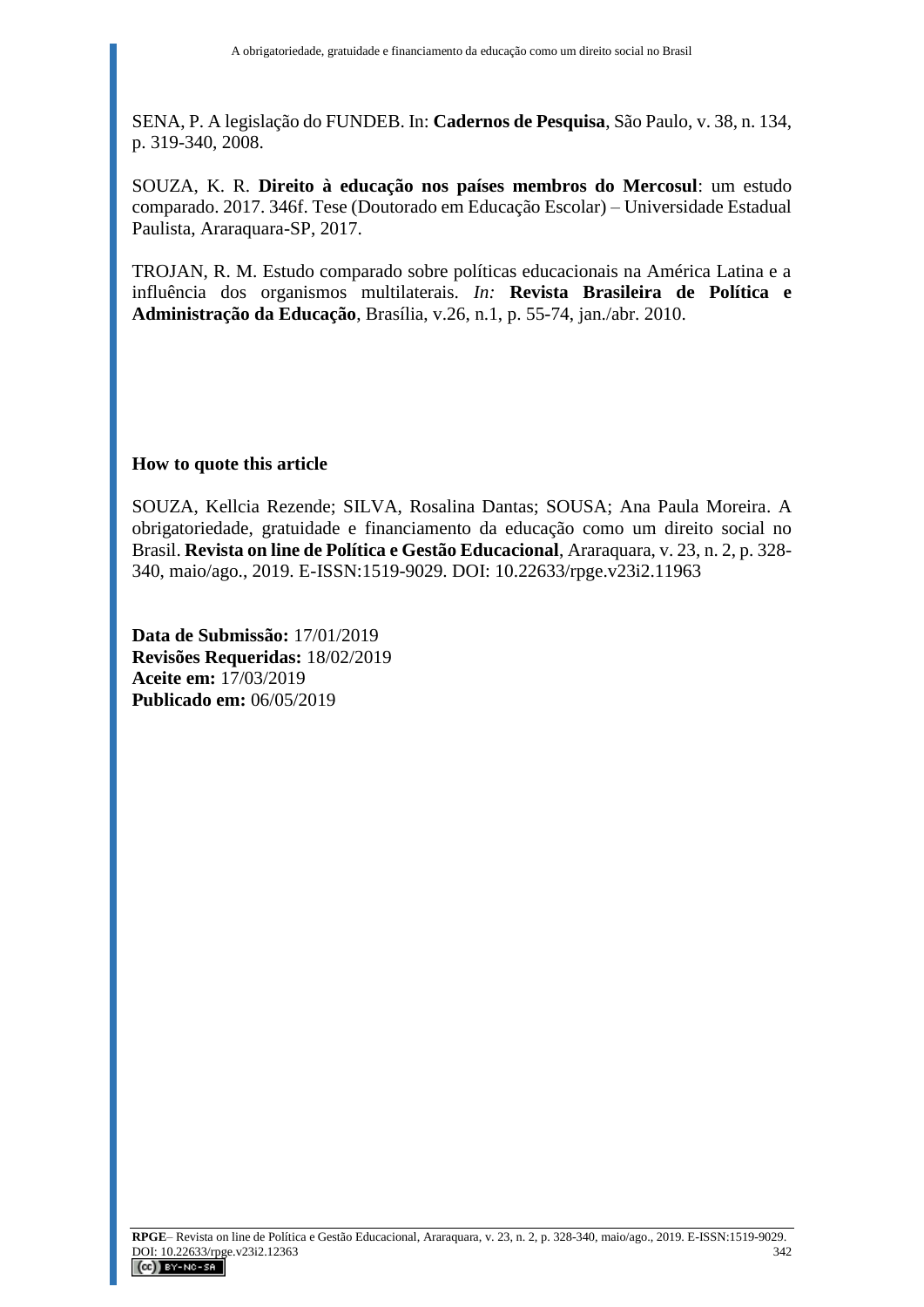SENA, P. A legislação do FUNDEB. In: **Cadernos de Pesquisa**, São Paulo, v. 38, n. 134, p. 319-340, 2008.

SOUZA, K. R. **Direito à educação nos países membros do Mercosul**: um estudo comparado. 2017. 346f. Tese (Doutorado em Educação Escolar) – Universidade Estadual Paulista, Araraquara-SP, 2017.

TROJAN, R. M. Estudo comparado sobre políticas educacionais na América Latina e a influência dos organismos multilaterais. *In:* **Revista Brasileira de Política e Administração da Educação**, Brasília, v.26, n.1, p. 55-74, jan./abr. 2010.

**How to quote this article**

SOUZA, Kellcia Rezende; SILVA, Rosalina Dantas; SOUSA; Ana Paula Moreira. A obrigatoriedade, gratuidade e financiamento da educação como um direito social no Brasil. **Revista on line de Política e Gestão Educacional**, Araraquara, v. 23, n. 2, p. 328-340, maio/ago., 2019. E-ISSN:1519-9029. DOI: 10.22633/rpge.v23i2.11963

**Data de Submissão:** 17/01/2019
**Revisões Requeridas:** 18/02/2019
**Aceite em:** 17/03/2019
**Publicado em:** 06/05/2019